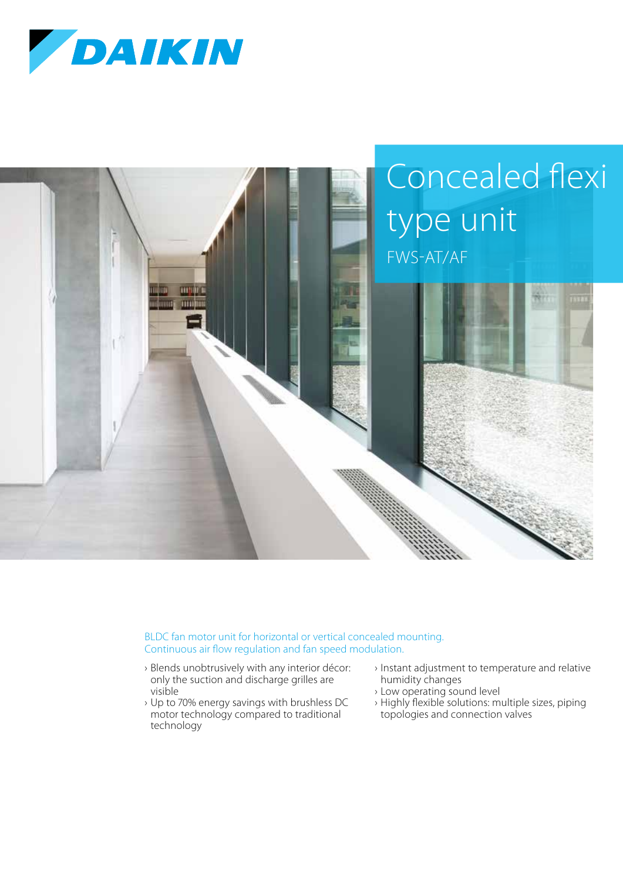DAIKIN

# Concealed flexi type unit

## FWS-AT/AF

BLDC fan motor unit for horizontal or vertical concealed mounting.
Continuous air flow regulation and fan speed modulation.

- Blends unobtrusively with any interior décor: only the suction and discharge grilles are visible
- Up to 70% energy savings with brushless DC motor technology compared to traditional technology
- Instant adjustment to temperature and relative humidity changes
- Low operating sound level
- Highly flexible solutions: multiple sizes, piping topologies and connection valves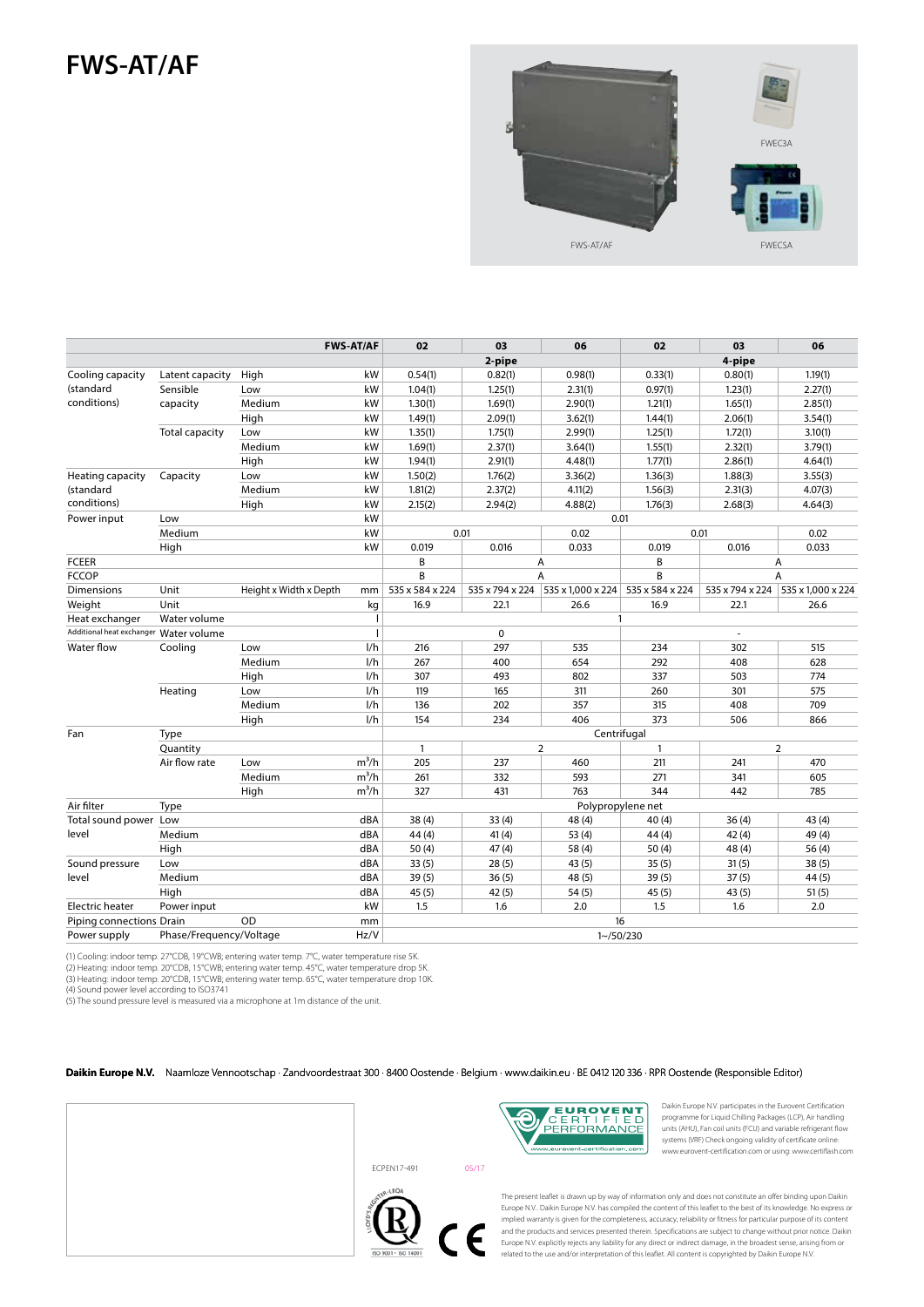# FWS-AT/AF

FWEC3A

FWS-AT/AF

FWECSA

| | | | | FWS-AT/AF | 02 | 03 | 06 | 02 | 03 | 06 |
|---|---|---|---|---|---|---|---|---|---|---|
| | | | | | 2-pipe | | | 4-pipe | | |
| Cooling capacity (standard conditions) | Latent capacity | High | | kW | 0.54(1) | 0.82(1) | 0.98(1) | 0.33(1) | 0.80(1) | 1.19(1) |
| | Sensible capacity | Low | | kW | 1.04(1) | 1.25(1) | 2.31(1) | 0.97(1) | 1.23(1) | 2.27(1) |
| | | Medium | | kW | 1.30(1) | 1.69(1) | 2.90(1) | 1.21(1) | 1.65(1) | 2.85(1) |
| | | High | | kW | 1.49(1) | 2.09(1) | 3.62(1) | 1.44(1) | 2.06(1) | 3.54(1) |
| | Total capacity | Low | | kW | 1.35(1) | 1.75(1) | 2.99(1) | 1.25(1) | 1.72(1) | 3.10(1) |
| | | Medium | | kW | 1.69(1) | 2.37(1) | 3.64(1) | 1.55(1) | 2.32(1) | 3.79(1) |
| | | High | | kW | 1.94(1) | 2.91(1) | 4.48(1) | 1.77(1) | 2.86(1) | 4.64(1) |
| Heating capacity (standard conditions) | Capacity | Low | | kW | 1.50(2) | 1.76(2) | 3.36(2) | 1.36(3) | 1.88(3) | 3.55(3) |
| | | Medium | | kW | 1.81(2) | 2.37(2) | 4.11(2) | 1.56(3) | 2.31(3) | 4.07(3) |
| | | High | | kW | 2.15(2) | 2.94(2) | 4.88(2) | 1.76(3) | 2.68(3) | 4.64(3) |
| Power input | Low | | | kW | 0.01 | | | | | |
| | Medium | | | kW | 0.01 | | 0.02 | 0.01 | | 0.02 |
| | High | | | kW | 0.019 | 0.016 | 0.033 | 0.019 | 0.016 | 0.033 |
| FCEER | | | | | B | A | | B | A | |
| FCCOP | | | | | B | A | | B | A | |
| Dimensions | Unit | Height x Width x Depth | | mm | 535 x 584 x 224 | 535 x 794 x 224 | 535 x 1,000 x 224 | 535 x 584 x 224 | 535 x 794 x 224 | 535 x 1,000 x 224 |
| Weight | Unit | | | kg | 16.9 | 22.1 | 26.6 | 16.9 | 22.1 | 26.6 |
| Heat exchanger | Water volume | | | l | 1 | | | | | |
| Additional heat exchanger | Water volume | | | l | 0 | | | - | | |
| Water flow | Cooling | Low | | l/h | 216 | 297 | 535 | 234 | 302 | 515 |
| | | Medium | | l/h | 267 | 400 | 654 | 292 | 408 | 628 |
| | | High | | l/h | 307 | 493 | 802 | 337 | 503 | 774 |
| | Heating | Low | | l/h | 119 | 165 | 311 | 260 | 301 | 575 |
| | | Medium | | l/h | 136 | 202 | 357 | 315 | 408 | 709 |
| | | High | | l/h | 154 | 234 | 406 | 373 | 506 | 866 |
| Fan | Type | | | | Centrifugal | | | | | |
| | Quantity | | | | 1 | 2 | | 1 | 2 | |
| | Air flow rate | Low | | m³/h | 205 | 237 | 460 | 211 | 241 | 470 |
| | | Medium | | m³/h | 261 | 332 | 593 | 271 | 341 | 605 |
| | | High | | m³/h | 327 | 431 | 763 | 344 | 442 | 785 |
| Air filter | Type | | | | Polypropylene net | | | | | |
| Total sound power level | Low | | | dBA | 38 (4) | 33 (4) | 48 (4) | 40 (4) | 36 (4) | 43 (4) |
| | Medium | | | dBA | 44 (4) | 41 (4) | 53 (4) | 44 (4) | 42 (4) | 49 (4) |
| | High | | | dBA | 50 (4) | 47 (4) | 58 (4) | 50 (4) | 48 (4) | 56 (4) |
| Sound pressure level | Low | | | dBA | 33 (5) | 28 (5) | 43 (5) | 35 (5) | 31 (5) | 38 (5) |
| | Medium | | | dBA | 39 (5) | 36 (5) | 48 (5) | 39 (5) | 37 (5) | 44 (5) |
| | High | | | dBA | 45 (5) | 42 (5) | 54 (5) | 45 (5) | 43 (5) | 51 (5) |
| Electric heater | Power input | | | kW | 1.5 | 1.6 | 2.0 | 1.5 | 1.6 | 2.0 |
| Piping connections | Drain | OD | | mm | 16 | | | | | |
| Power supply | Phase/Frequency/Voltage | | | Hz/V | 1~/50/230 | | | | | |

(1) Cooling: indoor temp. 27°CDB, 19°CWB; entering water temp. 7°C, water temperature rise 5K.
(2) Heating: indoor temp. 20°CDB, 15°CWB; entering water temp. 45°C, water temperature drop 5K.
(3) Heating: indoor temp. 20°CDB, 15°CWB; entering water temp. 65°C, water temperature drop 10K.
(4) Sound power level according to ISO3741
(5) The sound pressure level is measured via a microphone at 1m distance of the unit.

**Daikin Europe N.V.** Naamloze Vennootschap · Zandvoordestraat 300 · 8400 Oostende · Belgium · www.daikin.eu · BE 0412 120 336 · RPR Oostende (Responsible Editor)

ECPEN17-491 05/17

Daikin Europe N.V. participates in the Eurovent Certification programme for Liquid Chilling Packages (LCP), Air handling units (AHU), Fan coil units (FCU) and variable refrigerant flow systems (VRF) Check ongoing validity of certificate online: www.eurovent-certification.com or using: www.certiflash.com

The present leaflet is drawn up by way of information only and does not constitute an offer binding upon Daikin Europe N.V.. Daikin Europe N.V. has compiled the content of this leaflet to the best of its knowledge. No express or implied warranty is given for the completeness, accuracy, reliability or fitness for particular purpose of its content and the products and services presented therein. Specifications are subject to change without prior notice. Daikin Europe N.V. explicitly rejects any liability for any direct or indirect damage, in the broadest sense, arising from or related to the use and/or interpretation of this leaflet. All content is copyrighted by Daikin Europe N.V.